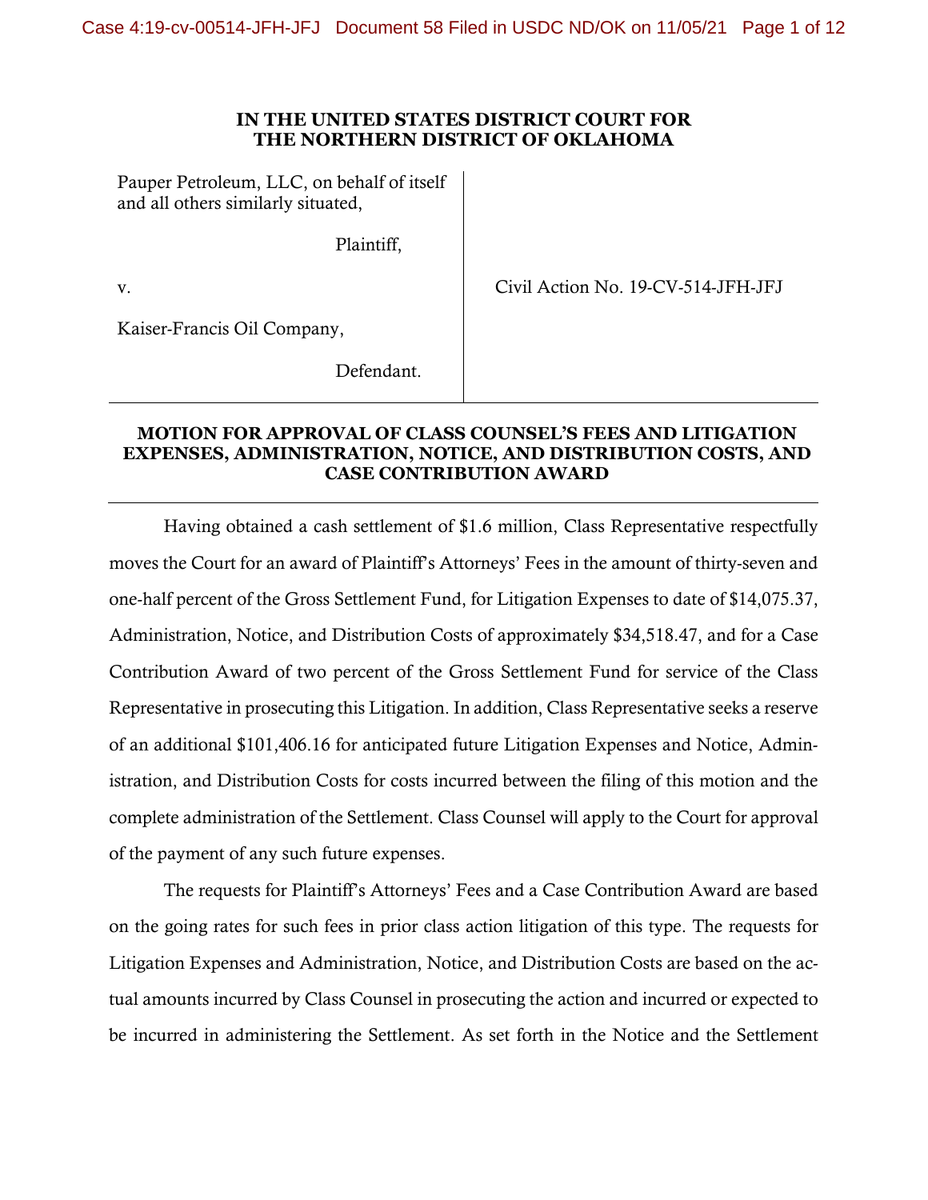**IN THE UNITED STATES DISTRICT COURT FOR THE NORTHERN DISTRICT OF OKLAHOMA**

| | |
|---|---|
| Pauper Petroleum, LLC, on behalf of itself and all others similarly situated,<br><br>Plaintiff,<br><br>v.<br><br>Kaiser-Francis Oil Company,<br><br>Defendant. | Civil Action No. 19-CV-514-JFH-JFJ |

**MOTION FOR APPROVAL OF CLASS COUNSEL'S FEES AND LITIGATION EXPENSES, ADMINISTRATION, NOTICE, AND DISTRIBUTION COSTS, AND CASE CONTRIBUTION AWARD**

Having obtained a cash settlement of $1.6 million, Class Representative respectfully moves the Court for an award of Plaintiff's Attorneys' Fees in the amount of thirty-seven and one-half percent of the Gross Settlement Fund, for Litigation Expenses to date of $14,075.37, Administration, Notice, and Distribution Costs of approximately $34,518.47, and for a Case Contribution Award of two percent of the Gross Settlement Fund for service of the Class Representative in prosecuting this Litigation. In addition, Class Representative seeks a reserve of an additional $101,406.16 for anticipated future Litigation Expenses and Notice, Administration, and Distribution Costs for costs incurred between the filing of this motion and the complete administration of the Settlement. Class Counsel will apply to the Court for approval of the payment of any such future expenses.

The requests for Plaintiff's Attorneys' Fees and a Case Contribution Award are based on the going rates for such fees in prior class action litigation of this type. The requests for Litigation Expenses and Administration, Notice, and Distribution Costs are based on the actual amounts incurred by Class Counsel in prosecuting the action and incurred or expected to be incurred in administering the Settlement. As set forth in the Notice and the Settlement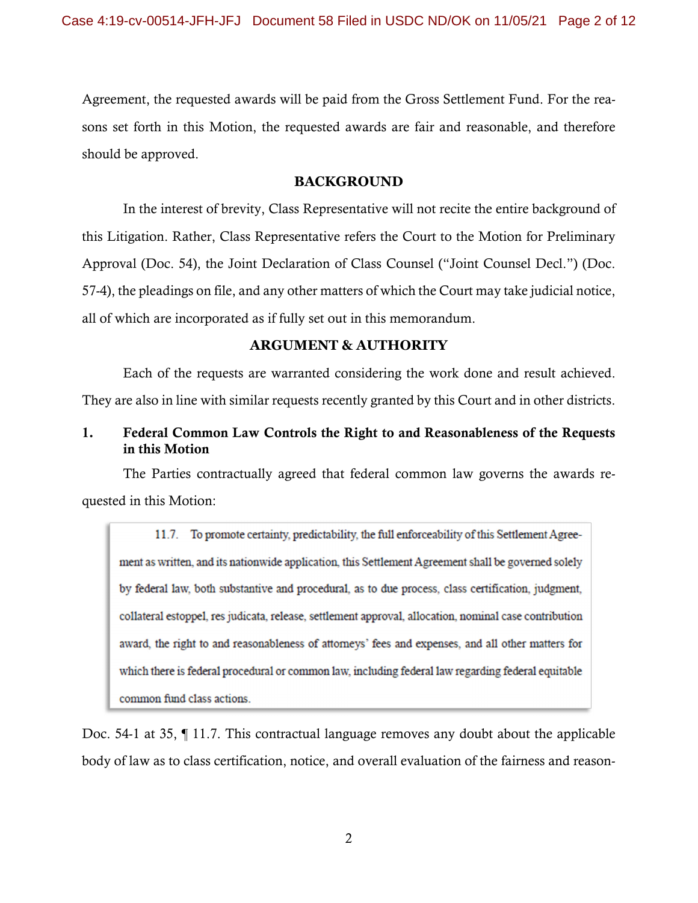Agreement, the requested awards will be paid from the Gross Settlement Fund. For the reasons set forth in this Motion, the requested awards are fair and reasonable, and therefore should be approved.

## BACKGROUND

In the interest of brevity, Class Representative will not recite the entire background of this Litigation. Rather, Class Representative refers the Court to the Motion for Preliminary Approval (Doc. 54), the Joint Declaration of Class Counsel ("Joint Counsel Decl.") (Doc. 57-4), the pleadings on file, and any other matters of which the Court may take judicial notice, all of which are incorporated as if fully set out in this memorandum.

## ARGUMENT & AUTHORITY

Each of the requests are warranted considering the work done and result achieved. They are also in line with similar requests recently granted by this Court and in other districts.

### 1. Federal Common Law Controls the Right to and Reasonableness of the Requests in this Motion

The Parties contractually agreed that federal common law governs the awards requested in this Motion:

> 11.7. To promote certainty, predictability, the full enforceability of this Settlement Agreement as written, and its nationwide application, this Settlement Agreement shall be governed solely by federal law, both substantive and procedural, as to due process, class certification, judgment, collateral estoppel, res judicata, release, settlement approval, allocation, nominal case contribution award, the right to and reasonableness of attorneys' fees and expenses, and all other matters for which there is federal procedural or common law, including federal law regarding federal equitable common fund class actions.

Doc. 54-1 at 35, ¶ 11.7. This contractual language removes any doubt about the applicable body of law as to class certification, notice, and overall evaluation of the fairness and reason-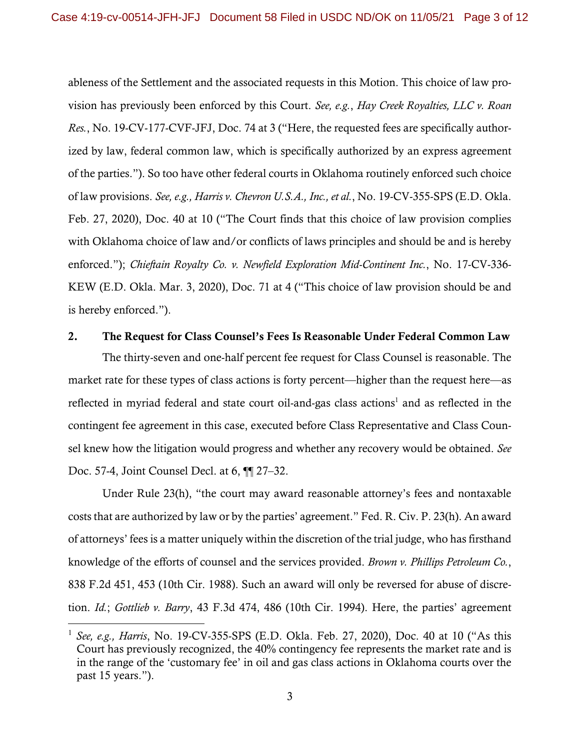ableness of the Settlement and the associated requests in this Motion. This choice of law provision has previously been enforced by this Court. *See, e.g.*, *Hay Creek Royalties, LLC v. Roan Res.*, No. 19-CV-177-CVF-JFJ, Doc. 74 at 3 ("Here, the requested fees are specifically authorized by law, federal common law, which is specifically authorized by an express agreement of the parties."). So too have other federal courts in Oklahoma routinely enforced such choice of law provisions. *See, e.g., Harris v. Chevron U.S.A., Inc., et al.*, No. 19-CV-355-SPS (E.D. Okla. Feb. 27, 2020), Doc. 40 at 10 ("The Court finds that this choice of law provision complies with Oklahoma choice of law and/or conflicts of laws principles and should be and is hereby enforced."); *Chieftain Royalty Co. v. Newfield Exploration Mid-Continent Inc.*, No. 17-CV-336-KEW (E.D. Okla. Mar. 3, 2020), Doc. 71 at 4 ("This choice of law provision should be and is hereby enforced.").

## 2. The Request for Class Counsel's Fees Is Reasonable Under Federal Common Law

The thirty-seven and one-half percent fee request for Class Counsel is reasonable. The market rate for these types of class actions is forty percent—higher than the request here—as reflected in myriad federal and state court oil-and-gas class actions[1] and as reflected in the contingent fee agreement in this case, executed before Class Representative and Class Counsel knew how the litigation would progress and whether any recovery would be obtained. *See* Doc. 57-4, Joint Counsel Decl. at 6, ¶¶ 27–32.

Under Rule 23(h), "the court may award reasonable attorney's fees and nontaxable costs that are authorized by law or by the parties' agreement." Fed. R. Civ. P. 23(h). An award of attorneys' fees is a matter uniquely within the discretion of the trial judge, who has firsthand knowledge of the efforts of counsel and the services provided. *Brown v. Phillips Petroleum Co.*, 838 F.2d 451, 453 (10th Cir. 1988). Such an award will only be reversed for abuse of discretion. *Id.*; *Gottlieb v. Barry*, 43 F.3d 474, 486 (10th Cir. 1994). Here, the parties' agreement

[1] *See, e.g., Harris*, No. 19-CV-355-SPS (E.D. Okla. Feb. 27, 2020), Doc. 40 at 10 ("As this Court has previously recognized, the 40% contingency fee represents the market rate and is in the range of the 'customary fee' in oil and gas class actions in Oklahoma courts over the past 15 years.").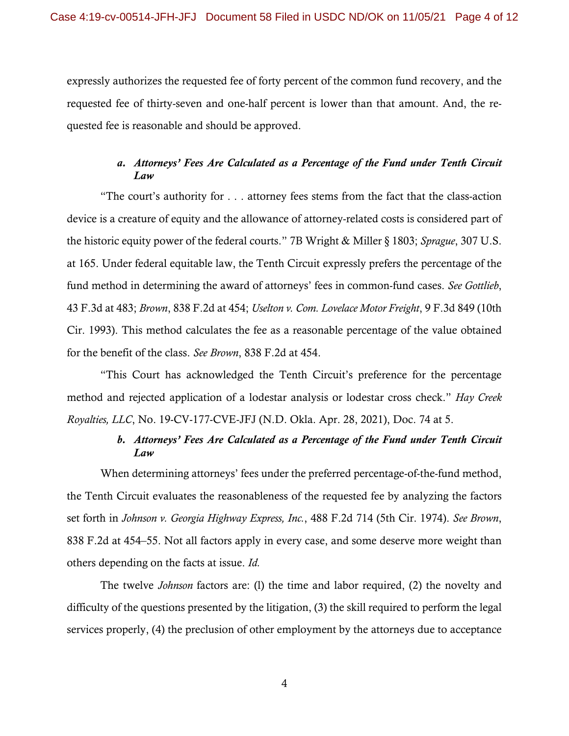expressly authorizes the requested fee of forty percent of the common fund recovery, and the requested fee of thirty-seven and one-half percent is lower than that amount. And, the requested fee is reasonable and should be approved.

### *a. Attorneys' Fees Are Calculated as a Percentage of the Fund under Tenth Circuit Law*

"The court's authority for . . . attorney fees stems from the fact that the class-action device is a creature of equity and the allowance of attorney-related costs is considered part of the historic equity power of the federal courts." 7B Wright & Miller § 1803; *Sprague*, 307 U.S. at 165. Under federal equitable law, the Tenth Circuit expressly prefers the percentage of the fund method in determining the award of attorneys' fees in common-fund cases. *See Gottlieb*, 43 F.3d at 483; *Brown*, 838 F.2d at 454; *Uselton v. Com. Lovelace Motor Freight*, 9 F.3d 849 (10th Cir. 1993). This method calculates the fee as a reasonable percentage of the value obtained for the benefit of the class. *See Brown*, 838 F.2d at 454.

"This Court has acknowledged the Tenth Circuit's preference for the percentage method and rejected application of a lodestar analysis or lodestar cross check." *Hay Creek Royalties, LLC*, No. 19-CV-177-CVE-JFJ (N.D. Okla. Apr. 28, 2021), Doc. 74 at 5.

### *b. Attorneys' Fees Are Calculated as a Percentage of the Fund under Tenth Circuit Law*

When determining attorneys' fees under the preferred percentage-of-the-fund method, the Tenth Circuit evaluates the reasonableness of the requested fee by analyzing the factors set forth in *Johnson v. Georgia Highway Express, Inc.*, 488 F.2d 714 (5th Cir. 1974). *See Brown*, 838 F.2d at 454–55. Not all factors apply in every case, and some deserve more weight than others depending on the facts at issue. *Id.*

The twelve *Johnson* factors are: (l) the time and labor required, (2) the novelty and difficulty of the questions presented by the litigation, (3) the skill required to perform the legal services properly, (4) the preclusion of other employment by the attorneys due to acceptance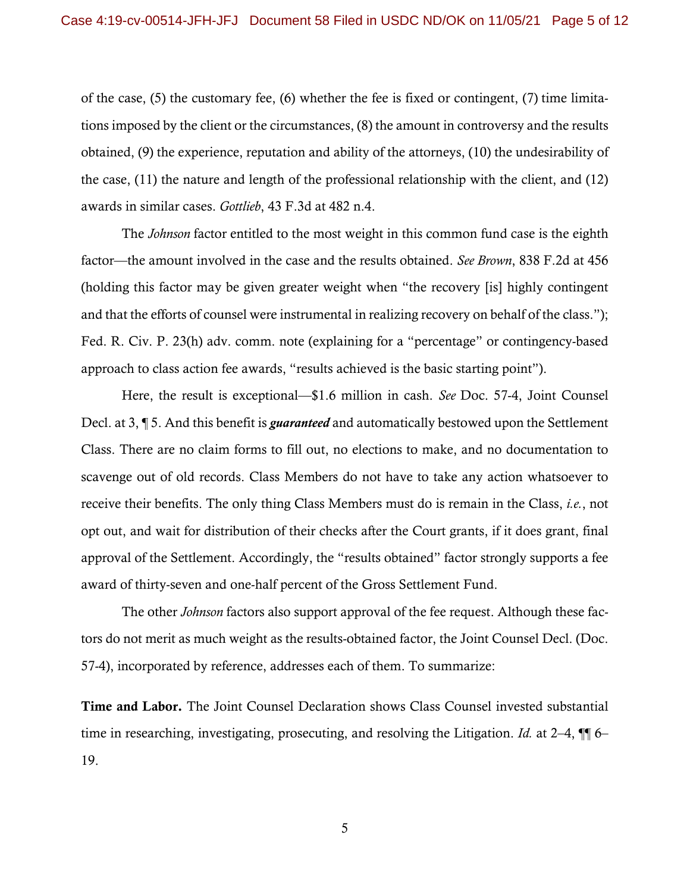of the case, (5) the customary fee, (6) whether the fee is fixed or contingent, (7) time limitations imposed by the client or the circumstances, (8) the amount in controversy and the results obtained, (9) the experience, reputation and ability of the attorneys, (10) the undesirability of the case, (11) the nature and length of the professional relationship with the client, and (12) awards in similar cases. *Gottlieb*, 43 F.3d at 482 n.4.

The *Johnson* factor entitled to the most weight in this common fund case is the eighth factor—the amount involved in the case and the results obtained. *See Brown*, 838 F.2d at 456 (holding this factor may be given greater weight when "the recovery [is] highly contingent and that the efforts of counsel were instrumental in realizing recovery on behalf of the class."); Fed. R. Civ. P. 23(h) adv. comm. note (explaining for a "percentage" or contingency-based approach to class action fee awards, "results achieved is the basic starting point").

Here, the result is exceptional—$1.6 million in cash. *See* Doc. 57-4, Joint Counsel Decl. at 3, ¶ 5. And this benefit is ***guaranteed*** and automatically bestowed upon the Settlement Class. There are no claim forms to fill out, no elections to make, and no documentation to scavenge out of old records. Class Members do not have to take any action whatsoever to receive their benefits. The only thing Class Members must do is remain in the Class, *i.e.*, not opt out, and wait for distribution of their checks after the Court grants, if it does grant, final approval of the Settlement. Accordingly, the "results obtained" factor strongly supports a fee award of thirty-seven and one-half percent of the Gross Settlement Fund.

The other *Johnson* factors also support approval of the fee request. Although these factors do not merit as much weight as the results-obtained factor, the Joint Counsel Decl. (Doc. 57-4), incorporated by reference, addresses each of them. To summarize:

**Time and Labor.** The Joint Counsel Declaration shows Class Counsel invested substantial time in researching, investigating, prosecuting, and resolving the Litigation. *Id.* at 2–4, ¶¶ 6–19.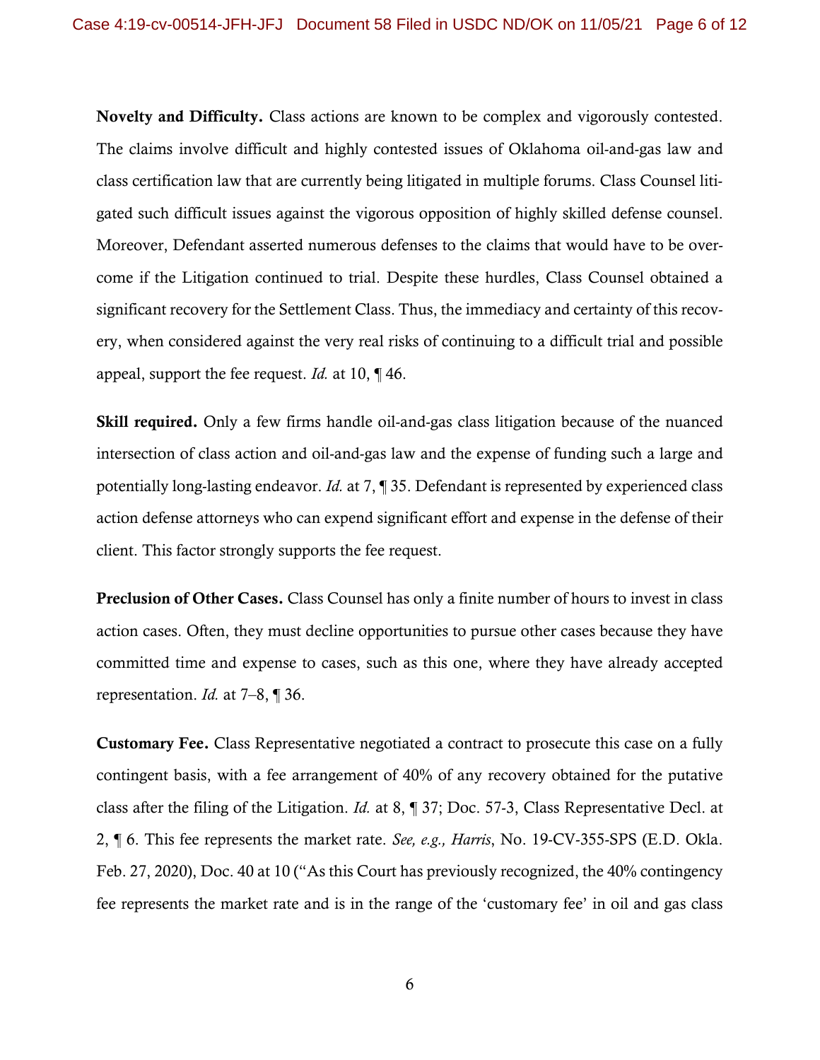**Novelty and Difficulty.** Class actions are known to be complex and vigorously contested. The claims involve difficult and highly contested issues of Oklahoma oil-and-gas law and class certification law that are currently being litigated in multiple forums. Class Counsel litigated such difficult issues against the vigorous opposition of highly skilled defense counsel. Moreover, Defendant asserted numerous defenses to the claims that would have to be overcome if the Litigation continued to trial. Despite these hurdles, Class Counsel obtained a significant recovery for the Settlement Class. Thus, the immediacy and certainty of this recovery, when considered against the very real risks of continuing to a difficult trial and possible appeal, support the fee request. *Id.* at 10, ¶ 46.

**Skill required.** Only a few firms handle oil-and-gas class litigation because of the nuanced intersection of class action and oil-and-gas law and the expense of funding such a large and potentially long-lasting endeavor. *Id.* at 7, ¶ 35. Defendant is represented by experienced class action defense attorneys who can expend significant effort and expense in the defense of their client. This factor strongly supports the fee request.

**Preclusion of Other Cases.** Class Counsel has only a finite number of hours to invest in class action cases. Often, they must decline opportunities to pursue other cases because they have committed time and expense to cases, such as this one, where they have already accepted representation. *Id.* at 7–8, ¶ 36.

**Customary Fee.** Class Representative negotiated a contract to prosecute this case on a fully contingent basis, with a fee arrangement of 40% of any recovery obtained for the putative class after the filing of the Litigation. *Id.* at 8, ¶ 37; Doc. 57-3, Class Representative Decl. at 2, ¶ 6. This fee represents the market rate. *See, e.g., Harris*, No. 19-CV-355-SPS (E.D. Okla. Feb. 27, 2020), Doc. 40 at 10 ("As this Court has previously recognized, the 40% contingency fee represents the market rate and is in the range of the 'customary fee' in oil and gas class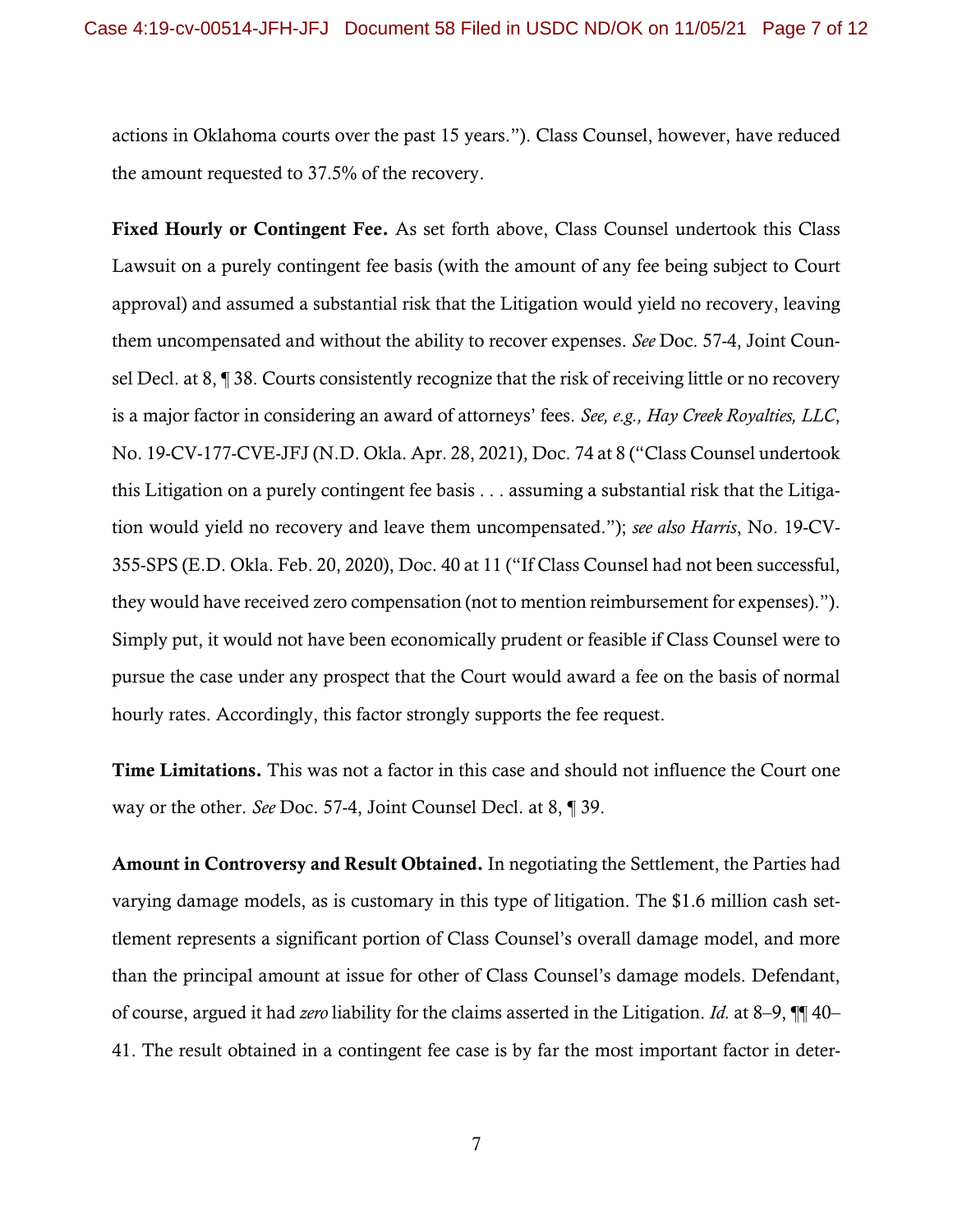actions in Oklahoma courts over the past 15 years."). Class Counsel, however, have reduced the amount requested to 37.5% of the recovery.

**Fixed Hourly or Contingent Fee.** As set forth above, Class Counsel undertook this Class Lawsuit on a purely contingent fee basis (with the amount of any fee being subject to Court approval) and assumed a substantial risk that the Litigation would yield no recovery, leaving them uncompensated and without the ability to recover expenses. *See* Doc. 57-4, Joint Counsel Decl. at 8, ¶ 38. Courts consistently recognize that the risk of receiving little or no recovery is a major factor in considering an award of attorneys' fees. *See, e.g., Hay Creek Royalties, LLC*, No. 19-CV-177-CVE-JFJ (N.D. Okla. Apr. 28, 2021), Doc. 74 at 8 ("Class Counsel undertook this Litigation on a purely contingent fee basis . . . assuming a substantial risk that the Litigation would yield no recovery and leave them uncompensated."); *see also Harris*, No. 19-CV-355-SPS (E.D. Okla. Feb. 20, 2020), Doc. 40 at 11 ("If Class Counsel had not been successful, they would have received zero compensation (not to mention reimbursement for expenses)."). Simply put, it would not have been economically prudent or feasible if Class Counsel were to pursue the case under any prospect that the Court would award a fee on the basis of normal hourly rates. Accordingly, this factor strongly supports the fee request.

**Time Limitations.** This was not a factor in this case and should not influence the Court one way or the other. *See* Doc. 57-4, Joint Counsel Decl. at 8, ¶ 39.

**Amount in Controversy and Result Obtained.** In negotiating the Settlement, the Parties had varying damage models, as is customary in this type of litigation. The $1.6 million cash settlement represents a significant portion of Class Counsel's overall damage model, and more than the principal amount at issue for other of Class Counsel's damage models. Defendant, of course, argued it had *zero* liability for the claims asserted in the Litigation. *Id.* at 8–9, ¶¶ 40–41. The result obtained in a contingent fee case is by far the most important factor in deter-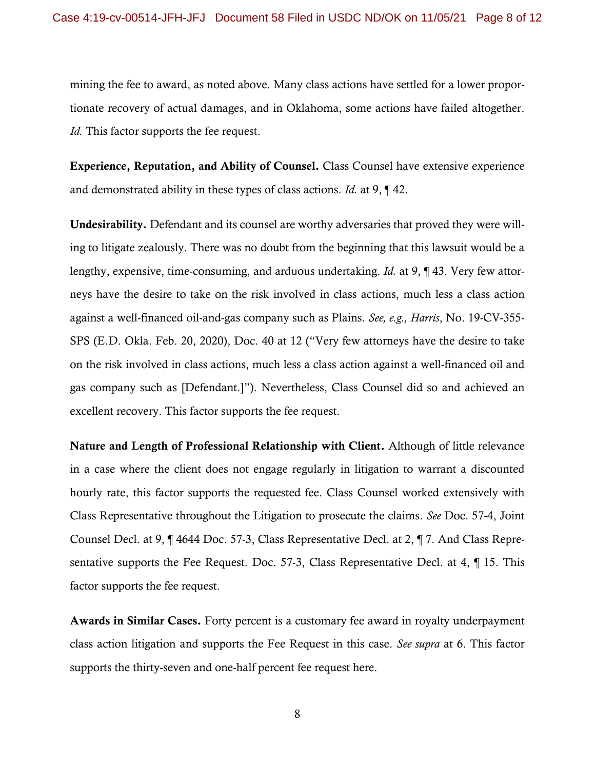mining the fee to award, as noted above. Many class actions have settled for a lower proportionate recovery of actual damages, and in Oklahoma, some actions have failed altogether. *Id.* This factor supports the fee request.

**Experience, Reputation, and Ability of Counsel.** Class Counsel have extensive experience and demonstrated ability in these types of class actions. *Id.* at 9, ¶ 42.

**Undesirability.** Defendant and its counsel are worthy adversaries that proved they were willing to litigate zealously. There was no doubt from the beginning that this lawsuit would be a lengthy, expensive, time-consuming, and arduous undertaking. *Id.* at 9, ¶ 43. Very few attorneys have the desire to take on the risk involved in class actions, much less a class action against a well-financed oil-and-gas company such as Plains. *See, e.g., Harris*, No. 19-CV-355-SPS (E.D. Okla. Feb. 20, 2020), Doc. 40 at 12 ("Very few attorneys have the desire to take on the risk involved in class actions, much less a class action against a well-financed oil and gas company such as [Defendant.]"). Nevertheless, Class Counsel did so and achieved an excellent recovery. This factor supports the fee request.

**Nature and Length of Professional Relationship with Client.** Although of little relevance in a case where the client does not engage regularly in litigation to warrant a discounted hourly rate, this factor supports the requested fee. Class Counsel worked extensively with Class Representative throughout the Litigation to prosecute the claims. *See* Doc. 57-4, Joint Counsel Decl. at 9, ¶ 4644 Doc. 57-3, Class Representative Decl. at 2, ¶ 7. And Class Representative supports the Fee Request. Doc. 57-3, Class Representative Decl. at 4, ¶ 15. This factor supports the fee request.

**Awards in Similar Cases.** Forty percent is a customary fee award in royalty underpayment class action litigation and supports the Fee Request in this case. *See supra* at 6. This factor supports the thirty-seven and one-half percent fee request here.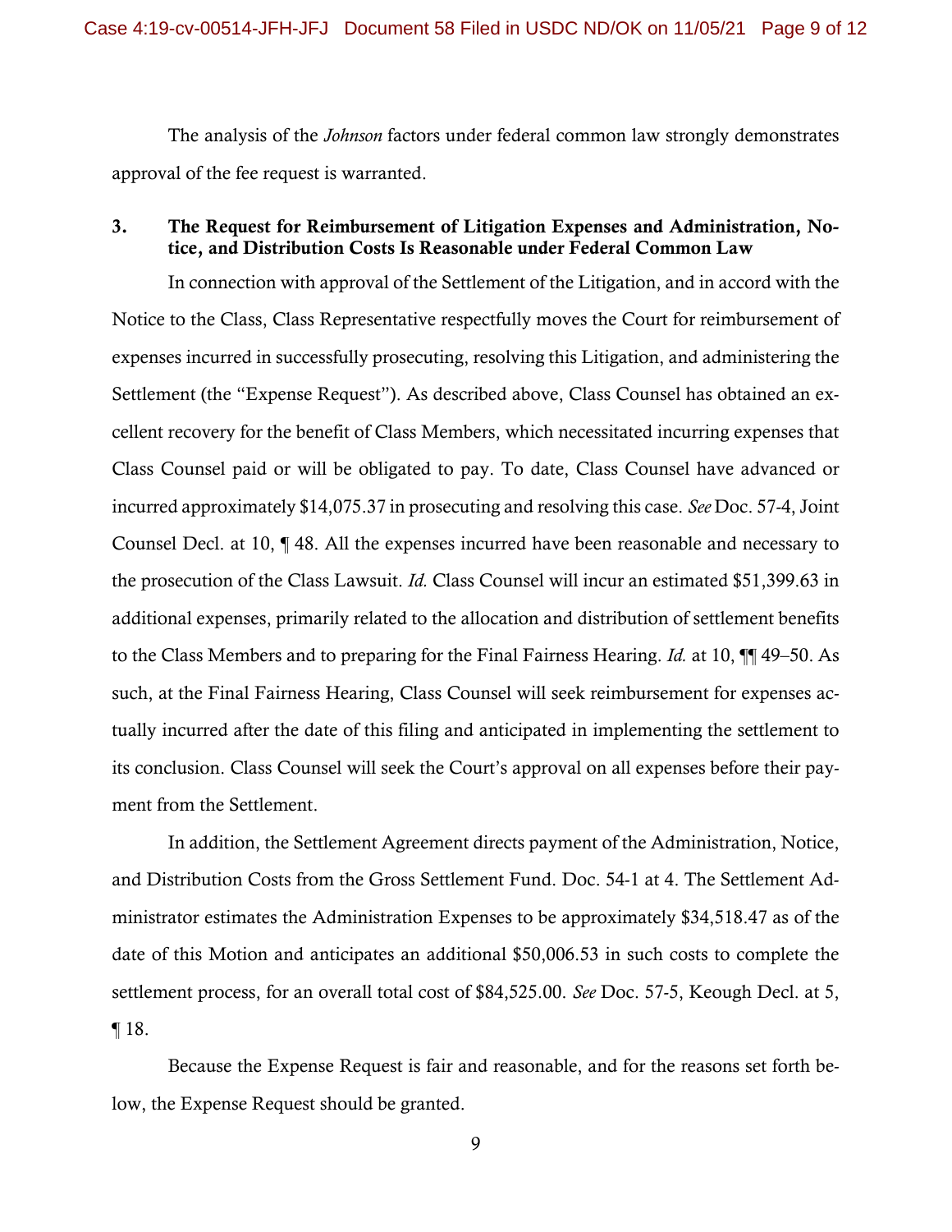The analysis of the *Johnson* factors under federal common law strongly demonstrates approval of the fee request is warranted.

### 3. The Request for Reimbursement of Litigation Expenses and Administration, Notice, and Distribution Costs Is Reasonable under Federal Common Law

In connection with approval of the Settlement of the Litigation, and in accord with the Notice to the Class, Class Representative respectfully moves the Court for reimbursement of expenses incurred in successfully prosecuting, resolving this Litigation, and administering the Settlement (the "Expense Request"). As described above, Class Counsel has obtained an excellent recovery for the benefit of Class Members, which necessitated incurring expenses that Class Counsel paid or will be obligated to pay. To date, Class Counsel have advanced or incurred approximately $14,075.37 in prosecuting and resolving this case. *See* Doc. 57-4, Joint Counsel Decl. at 10, ¶ 48. All the expenses incurred have been reasonable and necessary to the prosecution of the Class Lawsuit. *Id.* Class Counsel will incur an estimated $51,399.63 in additional expenses, primarily related to the allocation and distribution of settlement benefits to the Class Members and to preparing for the Final Fairness Hearing. *Id.* at 10, ¶¶ 49–50. As such, at the Final Fairness Hearing, Class Counsel will seek reimbursement for expenses actually incurred after the date of this filing and anticipated in implementing the settlement to its conclusion. Class Counsel will seek the Court's approval on all expenses before their payment from the Settlement.

In addition, the Settlement Agreement directs payment of the Administration, Notice, and Distribution Costs from the Gross Settlement Fund. Doc. 54-1 at 4. The Settlement Administrator estimates the Administration Expenses to be approximately $34,518.47 as of the date of this Motion and anticipates an additional $50,006.53 in such costs to complete the settlement process, for an overall total cost of $84,525.00. *See* Doc. 57-5, Keough Decl. at 5, ¶ 18.

Because the Expense Request is fair and reasonable, and for the reasons set forth below, the Expense Request should be granted.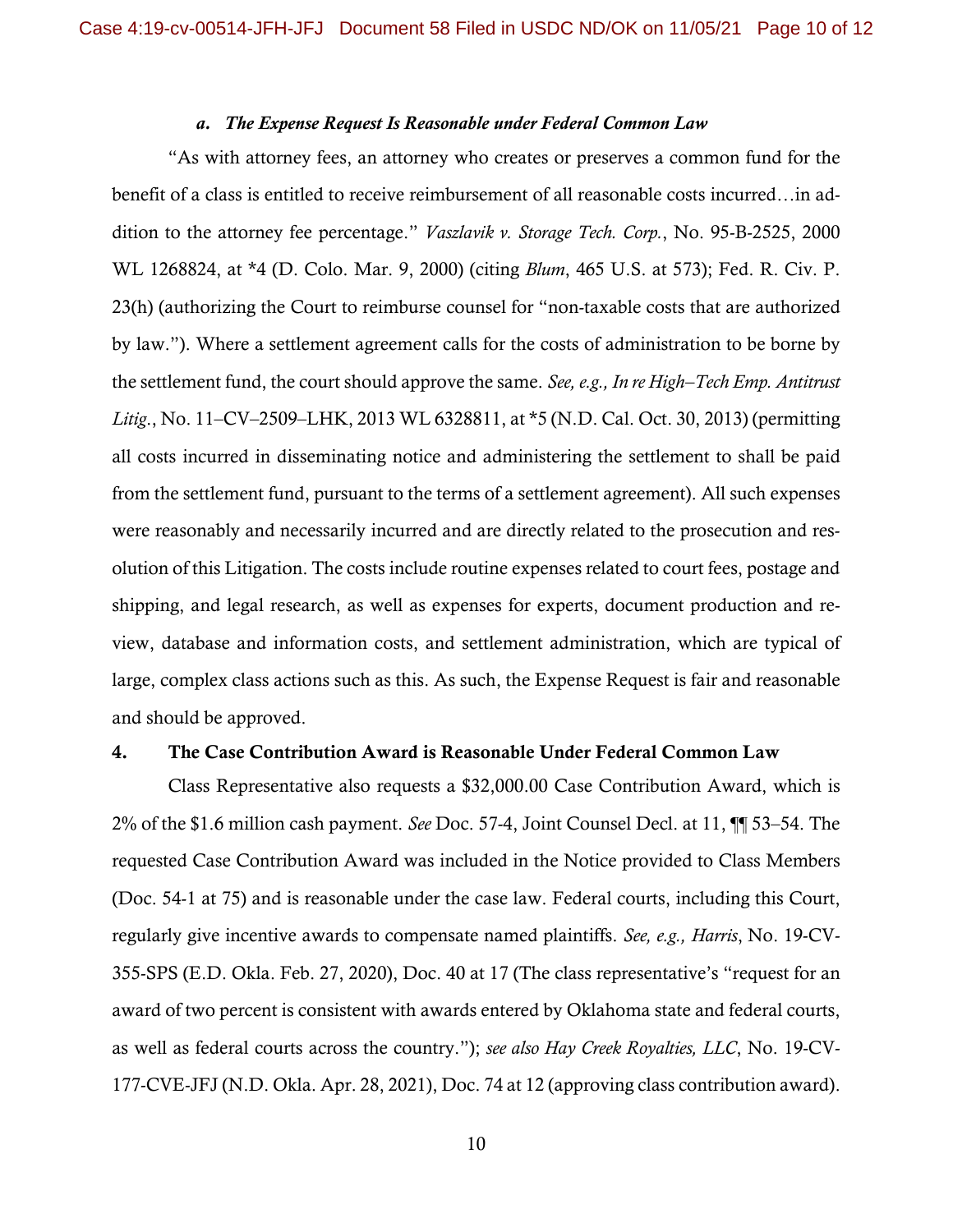### *a. The Expense Request Is Reasonable under Federal Common Law*

"As with attorney fees, an attorney who creates or preserves a common fund for the benefit of a class is entitled to receive reimbursement of all reasonable costs incurred…in addition to the attorney fee percentage." *Vaszlavik v. Storage Tech. Corp.*, No. 95-B-2525, 2000 WL 1268824, at *4 (D. Colo. Mar. 9, 2000) (citing *Blum*, 465 U.S. at 573); Fed. R. Civ. P. 23(h) (authorizing the Court to reimburse counsel for "non-taxable costs that are authorized by law."). Where a settlement agreement calls for the costs of administration to be borne by the settlement fund, the court should approve the same. *See, e.g., In re High–Tech Emp. Antitrust Litig.*, No. 11–CV–2509–LHK, 2013 WL 6328811, at *5 (N.D. Cal. Oct. 30, 2013) (permitting all costs incurred in disseminating notice and administering the settlement to shall be paid from the settlement fund, pursuant to the terms of a settlement agreement). All such expenses were reasonably and necessarily incurred and are directly related to the prosecution and resolution of this Litigation. The costs include routine expenses related to court fees, postage and shipping, and legal research, as well as expenses for experts, document production and review, database and information costs, and settlement administration, which are typical of large, complex class actions such as this. As such, the Expense Request is fair and reasonable and should be approved.

### 4. The Case Contribution Award is Reasonable Under Federal Common Law

Class Representative also requests a $32,000.00 Case Contribution Award, which is 2% of the $1.6 million cash payment. *See* Doc. 57-4, Joint Counsel Decl. at 11, ¶¶ 53–54. The requested Case Contribution Award was included in the Notice provided to Class Members (Doc. 54-1 at 75) and is reasonable under the case law. Federal courts, including this Court, regularly give incentive awards to compensate named plaintiffs. *See, e.g., Harris*, No. 19-CV-355-SPS (E.D. Okla. Feb. 27, 2020), Doc. 40 at 17 (The class representative's "request for an award of two percent is consistent with awards entered by Oklahoma state and federal courts, as well as federal courts across the country."); *see also Hay Creek Royalties, LLC*, No. 19-CV-177-CVE-JFJ (N.D. Okla. Apr. 28, 2021), Doc. 74 at 12 (approving class contribution award).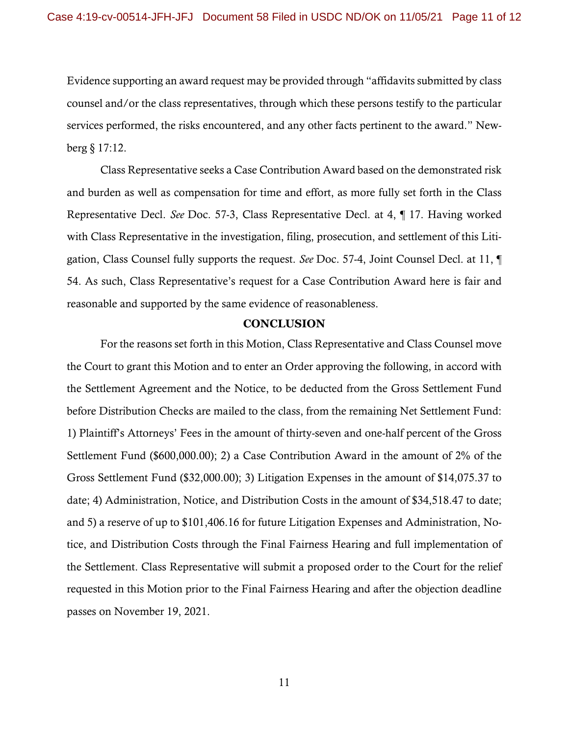Evidence supporting an award request may be provided through "affidavits submitted by class counsel and/or the class representatives, through which these persons testify to the particular services performed, the risks encountered, and any other facts pertinent to the award." Newberg § 17:12.

Class Representative seeks a Case Contribution Award based on the demonstrated risk and burden as well as compensation for time and effort, as more fully set forth in the Class Representative Decl. *See* Doc. 57-3, Class Representative Decl. at 4, ¶ 17. Having worked with Class Representative in the investigation, filing, prosecution, and settlement of this Litigation, Class Counsel fully supports the request. *See* Doc. 57-4, Joint Counsel Decl. at 11, ¶ 54. As such, Class Representative's request for a Case Contribution Award here is fair and reasonable and supported by the same evidence of reasonableness.

## CONCLUSION

For the reasons set forth in this Motion, Class Representative and Class Counsel move the Court to grant this Motion and to enter an Order approving the following, in accord with the Settlement Agreement and the Notice, to be deducted from the Gross Settlement Fund before Distribution Checks are mailed to the class, from the remaining Net Settlement Fund: 1) Plaintiff's Attorneys' Fees in the amount of thirty-seven and one-half percent of the Gross Settlement Fund ($600,000.00); 2) a Case Contribution Award in the amount of 2% of the Gross Settlement Fund ($32,000.00); 3) Litigation Expenses in the amount of $14,075.37 to date; 4) Administration, Notice, and Distribution Costs in the amount of $34,518.47 to date; and 5) a reserve of up to $101,406.16 for future Litigation Expenses and Administration, Notice, and Distribution Costs through the Final Fairness Hearing and full implementation of the Settlement. Class Representative will submit a proposed order to the Court for the relief requested in this Motion prior to the Final Fairness Hearing and after the objection deadline passes on November 19, 2021.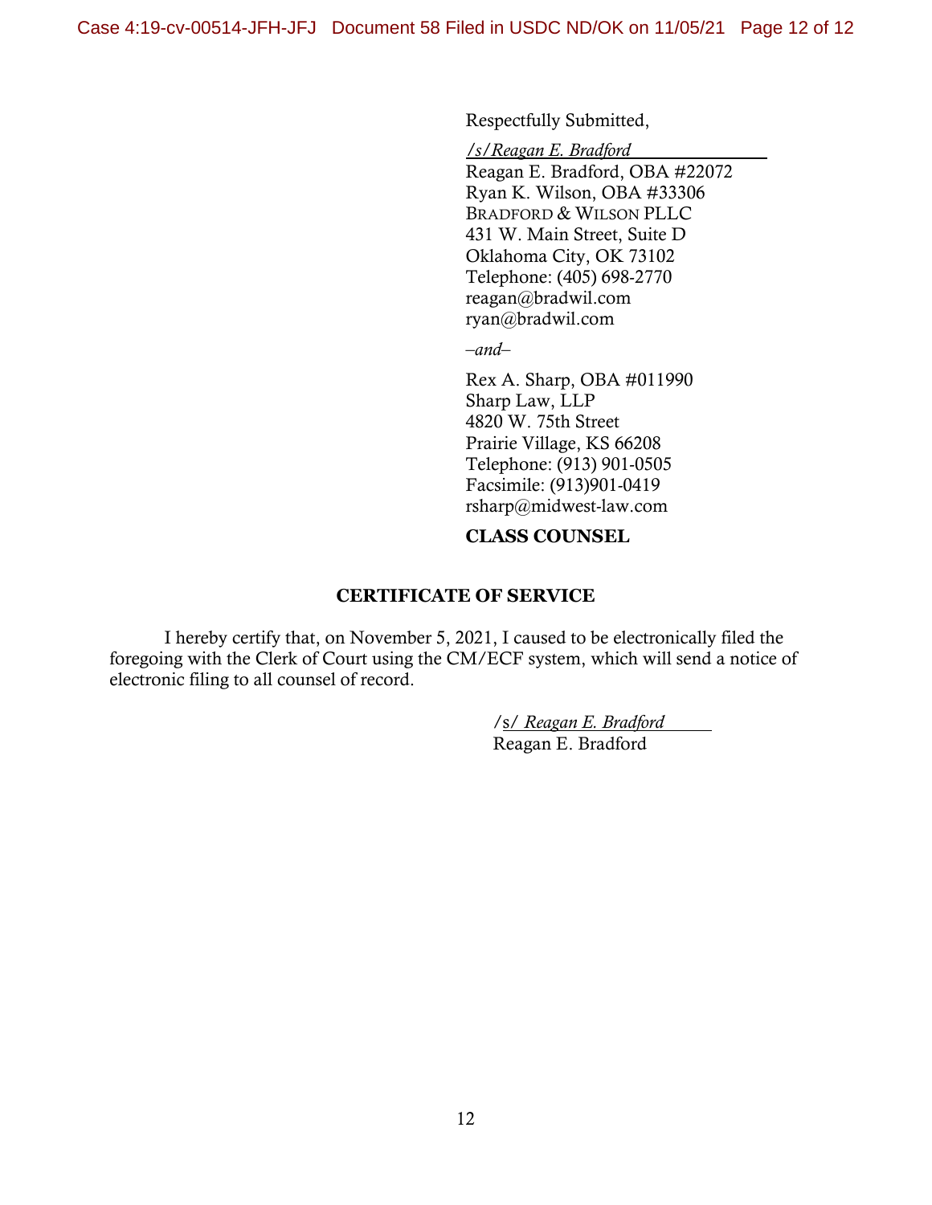Respectfully Submitted,

*/s/Reagan E. Bradford*
Reagan E. Bradford, OBA #22072
Ryan K. Wilson, OBA #33306
BRADFORD & WILSON PLLC
431 W. Main Street, Suite D
Oklahoma City, OK 73102
Telephone: (405) 698-2770
reagan@bradwil.com
ryan@bradwil.com

*–and–*

Rex A. Sharp, OBA #011990
Sharp Law, LLP
4820 W. 75th Street
Prairie Village, KS 66208
Telephone: (913) 901-0505
Facsimile: (913)901-0419
rsharp@midwest-law.com

**CLASS COUNSEL**

## CERTIFICATE OF SERVICE

I hereby certify that, on November 5, 2021, I caused to be electronically filed the foregoing with the Clerk of Court using the CM/ECF system, which will send a notice of electronic filing to all counsel of record.

/s/ *Reagan E. Bradford*
Reagan E. Bradford